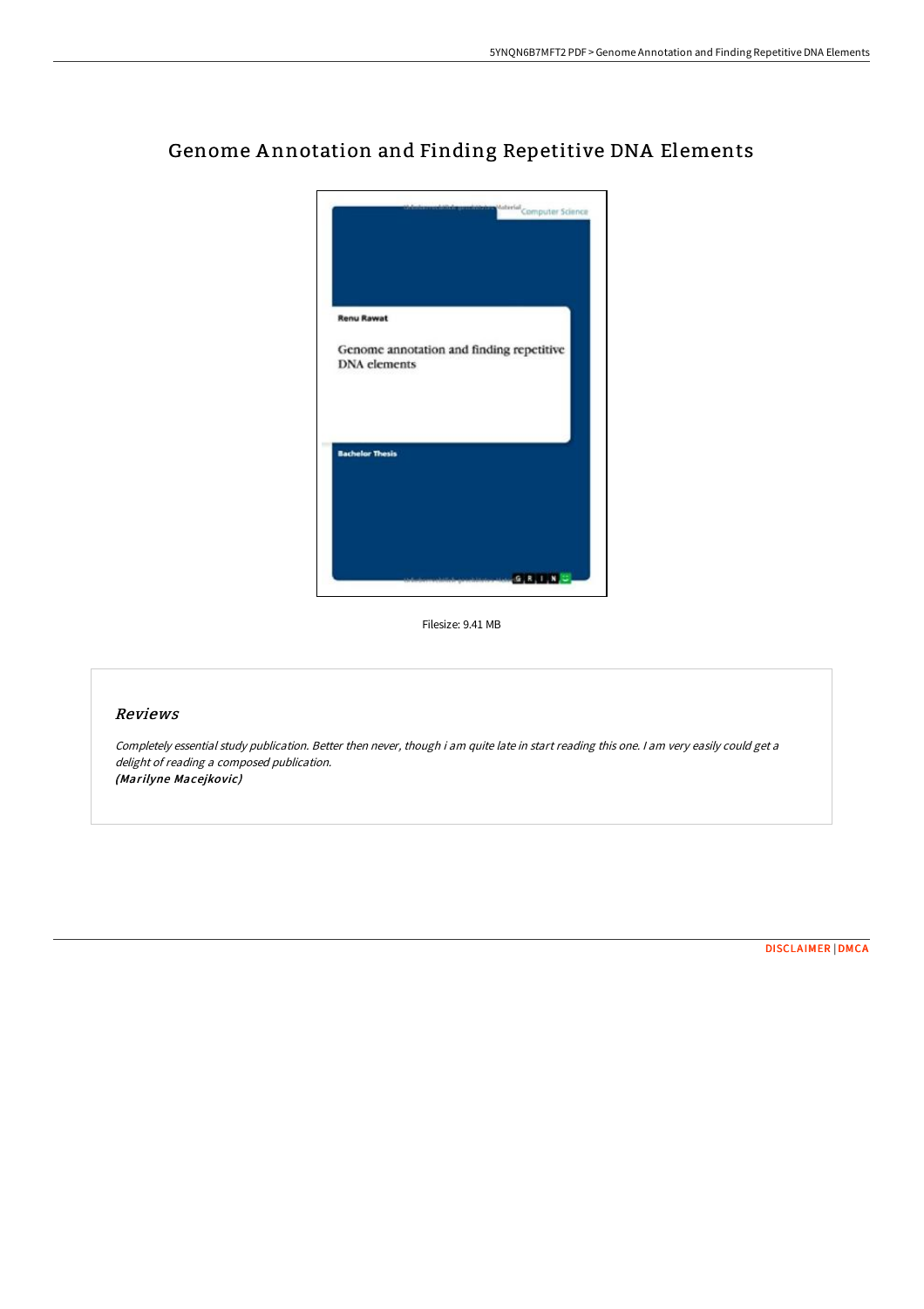# Genome Annotation and Finding Repetitive DNA Elements

Filesize: 9.41 MB

## Reviews

*Completely essential study publication. Better then never, though i am quite late in start reading this one. I am very easily could get a delight of reading a composed publication.*
***(Marilyne Macejkovic)***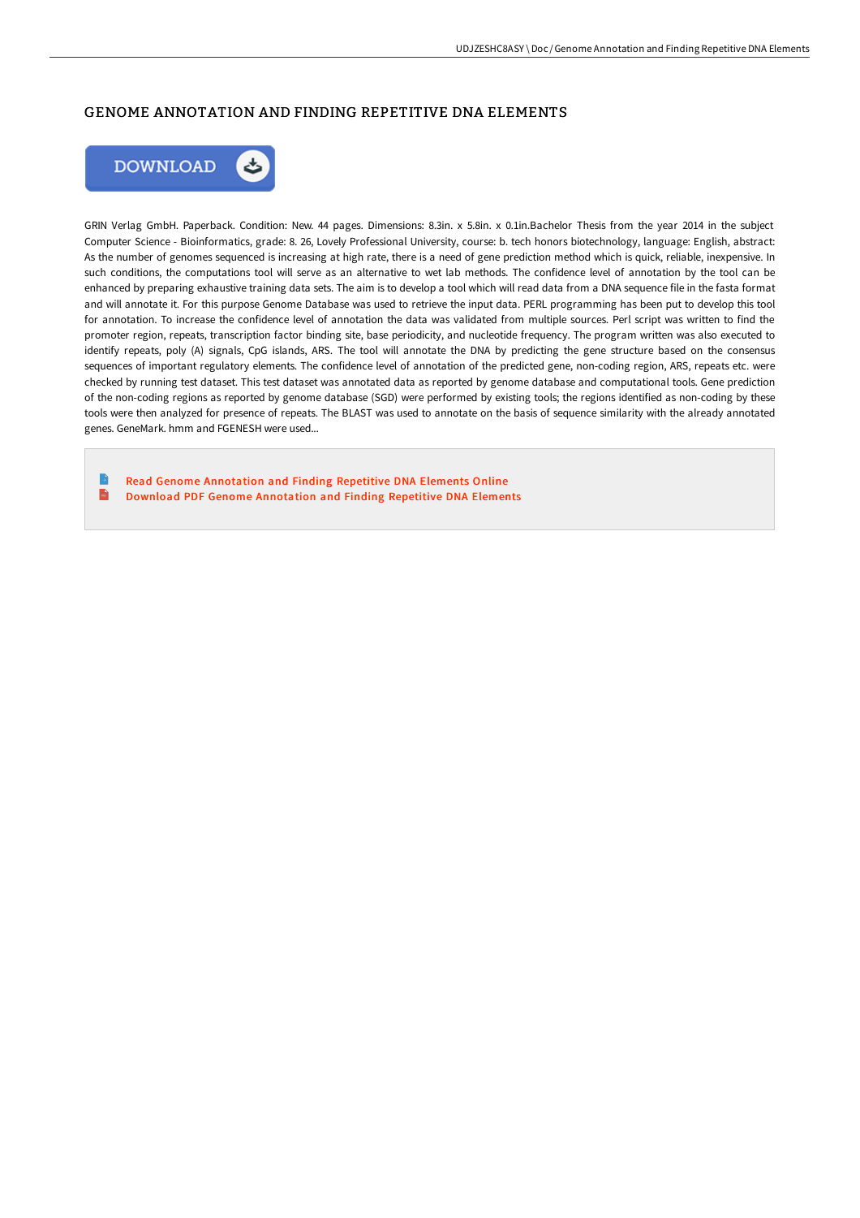# GENOME ANNOTATION AND FINDING REPETITIVE DNA ELEMENTS

GRIN Verlag GmbH. Paperback. Condition: New. 44 pages. Dimensions: 8.3in. x 5.8in. x 0.1in.Bachelor Thesis from the year 2014 in the subject Computer Science - Bioinformatics, grade: 8. 26, Lovely Professional University, course: b. tech honors biotechnology, language: English, abstract: As the number of genomes sequenced is increasing at high rate, there is a need of gene prediction method which is quick, reliable, inexpensive. In such conditions, the computations tool will serve as an alternative to wet lab methods. The confidence level of annotation by the tool can be enhanced by preparing exhaustive training data sets. The aim is to develop a tool which will read data from a DNA sequence file in the fasta format and will annotate it. For this purpose Genome Database was used to retrieve the input data. PERL programming has been put to develop this tool for annotation. To increase the confidence level of annotation the data was validated from multiple sources. Perl script was written to find the promoter region, repeats, transcription factor binding site, base periodicity, and nucleotide frequency. The program written was also executed to identify repeats, poly (A) signals, CpG islands, ARS. The tool will annotate the DNA by predicting the gene structure based on the consensus sequences of important regulatory elements. The confidence level of annotation of the predicted gene, non-coding region, ARS, repeats etc. were checked by running test dataset. This test dataset was annotated data as reported by genome database and computational tools. Gene prediction of the non-coding regions as reported by genome database (SGD) were performed by existing tools; the regions identified as non-coding by these tools were then analyzed for presence of repeats. The BLAST was used to annotate on the basis of sequence similarity with the already annotated genes. GeneMark. hmm and FGENESH were used...

Read Genome Annotation and Finding Repetitive DNA Elements Online

Download PDF Genome Annotation and Finding Repetitive DNA Elements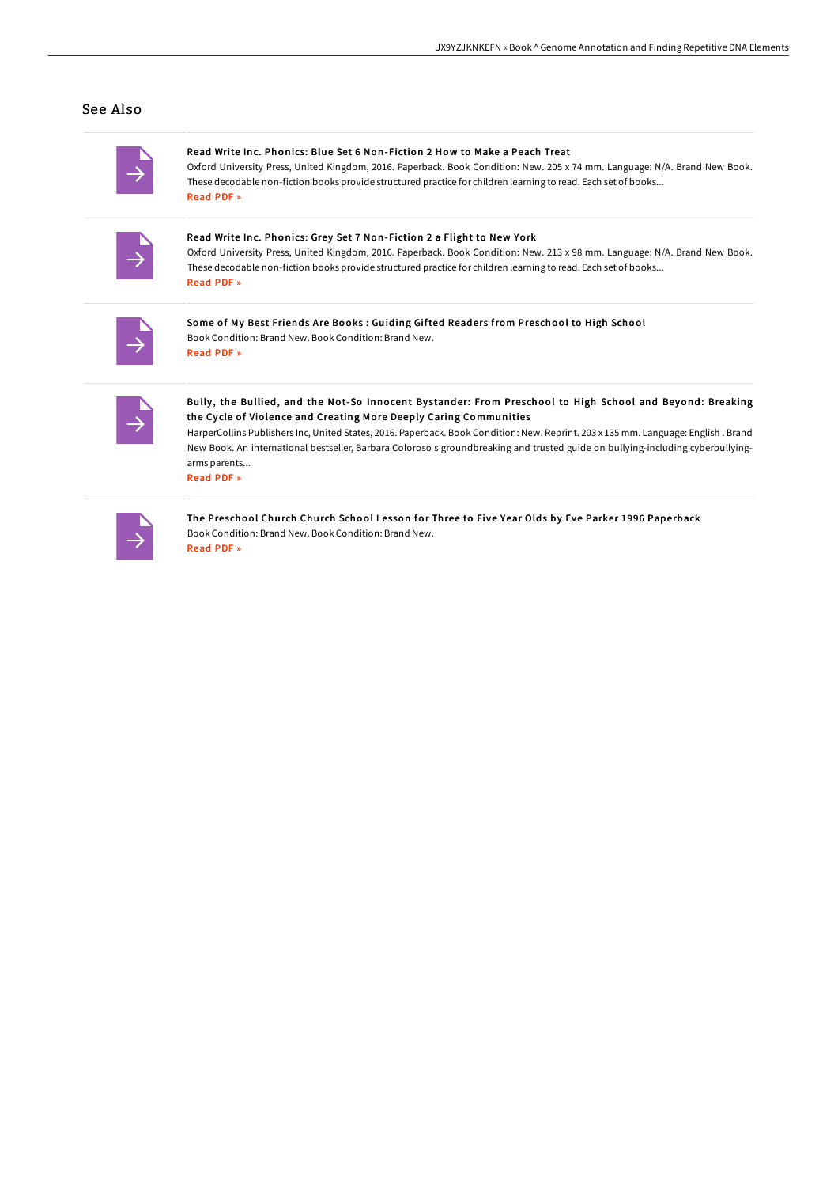## See Also

**Read Write Inc. Phonics: Blue Set 6 Non-Fiction 2 How to Make a Peach Treat**

Oxford University Press, United Kingdom, 2016. Paperback. Book Condition: New. 205 x 74 mm. Language: N/A. Brand New Book. These decodable non-fiction books provide structured practice for children learning to read. Each set of books...

Read PDF »

**Read Write Inc. Phonics: Grey Set 7 Non-Fiction 2 a Flight to New York**

Oxford University Press, United Kingdom, 2016. Paperback. Book Condition: New. 213 x 98 mm. Language: N/A. Brand New Book. These decodable non-fiction books provide structured practice for children learning to read. Each set of books...

Read PDF »

**Some of My Best Friends Are Books : Guiding Gifted Readers from Preschool to High School**

Book Condition: Brand New. Book Condition: Brand New.

Read PDF »

**Bully, the Bullied, and the Not-So Innocent Bystander: From Preschool to High School and Beyond: Breaking the Cycle of Violence and Creating More Deeply Caring Communities**

HarperCollins Publishers Inc, United States, 2016. Paperback. Book Condition: New. Reprint. 203 x 135 mm. Language: English . Brand New Book. An international bestseller, Barbara Coloroso s groundbreaking and trusted guide on bullying-including cyberbullying-arms parents...

Read PDF »

**The Preschool Church Church School Lesson for Three to Five Year Olds by Eve Parker 1996 Paperback**

Book Condition: Brand New. Book Condition: Brand New.

Read PDF »